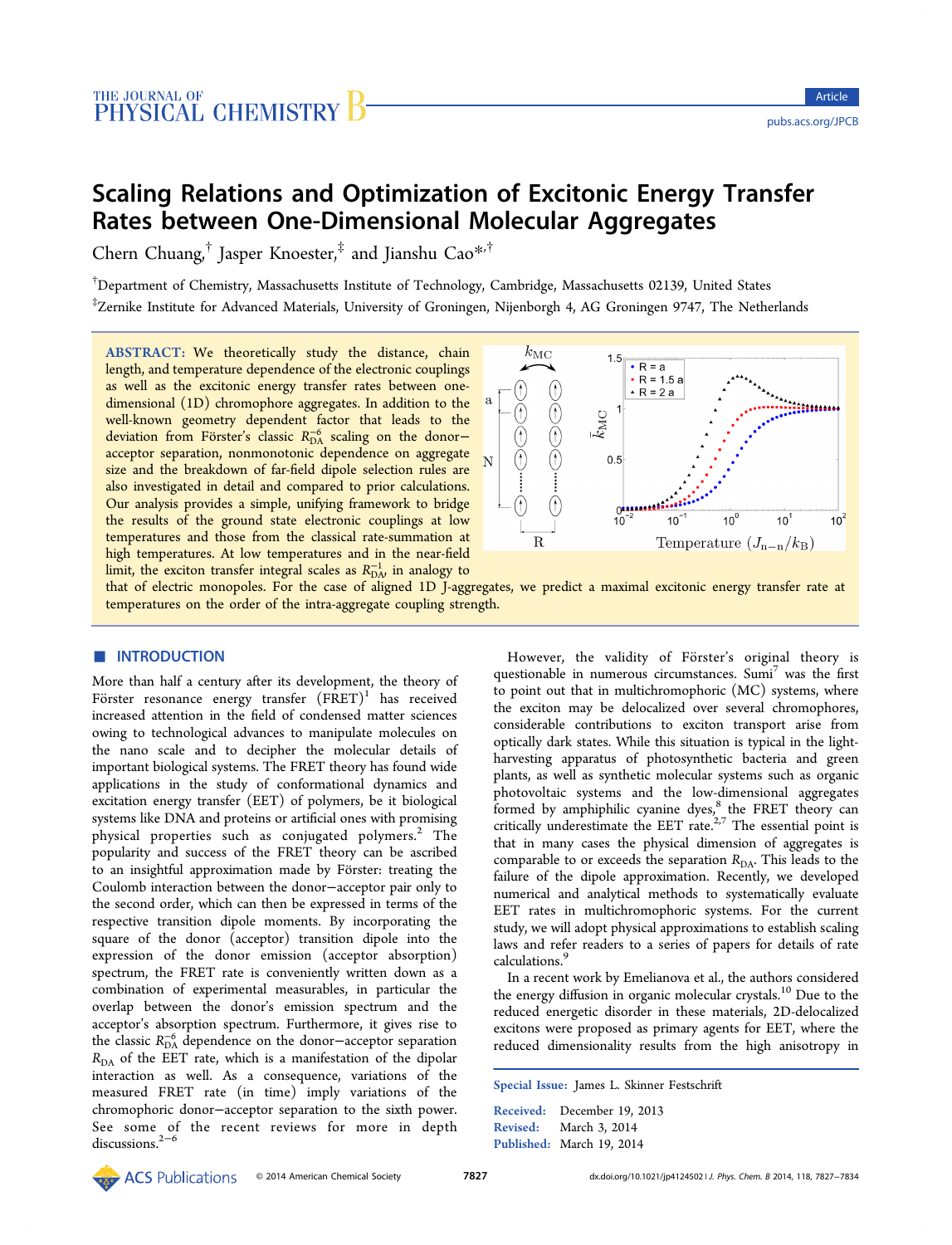# Scaling Relations and Optimization of Excitonic Energy Transfer Rates between One-Dimensional Molecular Aggregates

Chern Chuang,[†] Jasper Knoester,[‡] and Jianshu Cao*[,†]

[†]Department of Chemistry, Massachusetts Institute of Technology, Cambridge, Massachusetts 02139, United States

[‡]Zernike Institute for Advanced Materials, University of Groningen, Nijenborgh 4, AG Groningen 9747, The Netherlands

**ABSTRACT:** We theoretically study the distance, chain length, and temperature dependence of the electronic couplings as well as the excitonic energy transfer rates between one-dimensional (1D) chromophore aggregates. In addition to the well-known geometry dependent factor that leads to the deviation from Förster's classic $R_{DA}^{-6}$ scaling on the donor–acceptor separation, nonmonotonic dependence on aggregate size and the breakdown of far-field dipole selection rules are also investigated in detail and compared to prior calculations. Our analysis provides a simple, unifying framework to bridge the results of the ground state electronic couplings at low temperatures and those from the classical rate-summation at high temperatures. At low temperatures and in the near-field limit, the exciton transfer integral scales as $R_{DA}^{-1}$, in analogy to that of electric monopoles. For the case of aligned 1D J-aggregates, we predict a maximal excitonic energy transfer rate at temperatures on the order of the intra-aggregate coupling strength.

## ■ INTRODUCTION

More than half a century after its development, the theory of Förster resonance energy transfer (FRET)[1] has received increased attention in the field of condensed matter sciences owing to technological advances to manipulate molecules on the nano scale and to decipher the molecular details of important biological systems. The FRET theory has found wide applications in the study of conformational dynamics and excitation energy transfer (EET) of polymers, be it biological systems like DNA and proteins or artificial ones with promising physical properties such as conjugated polymers.[2] The popularity and success of the FRET theory can be ascribed to an insightful approximation made by Förster: treating the Coulomb interaction between the donor–acceptor pair only to the second order, which can then be expressed in terms of the respective transition dipole moments. By incorporating the square of the donor (acceptor) transition dipole into the expression of the donor emission (acceptor absorption) spectrum, the FRET rate is conveniently written down as a combination of experimental measurables, in particular the overlap between the donor's emission spectrum and the acceptor's absorption spectrum. Furthermore, it gives rise to the classic $R_{DA}^{-6}$ dependence on the donor–acceptor separation $R_{DA}$ of the EET rate, which is a manifestation of the dipolar interaction as well. As a consequence, variations of the measured FRET rate (in time) imply variations of the chromophoric donor–acceptor separation to the sixth power. See some of the recent reviews for more in depth discussions.[2−6]

However, the validity of Förster's original theory is questionable in numerous circumstances. Sumi[7] was the first to point out that in multichromophoric (MC) systems, where the exciton may be delocalized over several chromophores, considerable contributions to exciton transport arise from optically dark states. While this situation is typical in the light-harvesting apparatus of photosynthetic bacteria and green plants, as well as synthetic molecular systems such as organic photovoltaic systems and the low-dimensional aggregates formed by amphiphilic cyanine dyes,[8] the FRET theory can critically underestimate the EET rate.[2,7] The essential point is that in many cases the physical dimension of aggregates is comparable to or exceeds the separation $R_{DA}$. This leads to the failure of the dipole approximation. Recently, we developed numerical and analytical methods to systematically evaluate EET rates in multichromophoric systems. For the current study, we will adopt physical approximations to establish scaling laws and refer readers to a series of papers for details of rate calculations.[9]

In a recent work by Emelianova et al., the authors considered the energy diffusion in organic molecular crystals.[10] Due to the reduced energetic disorder in these materials, 2D-delocalized excitons were proposed as primary agents for EET, where the reduced dimensionality results from the high anisotropy in

Special Issue: James L. Skinner Festschrift

Received: December 19, 2013
Revised: March 3, 2014
Published: March 19, 2014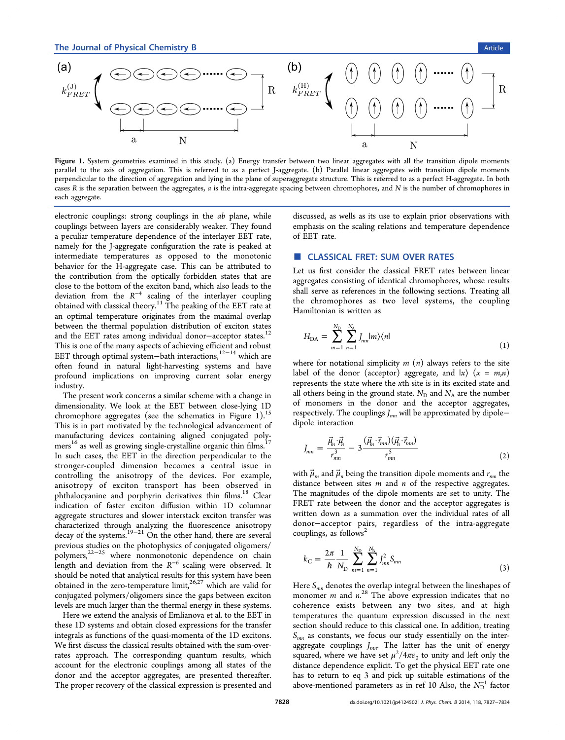Figure 1. System geometries examined in this study. (a) Energy transfer between two linear aggregates with all the transition dipole moments parallel to the axis of aggregation. This is referred to as a perfect J-aggregate. (b) Parallel linear aggregates with transition dipole moments perpendicular to the direction of aggregation and lying in the plane of superaggregate structure. This is referred to as a perfect H-aggregate. In both cases $R$ is the separation between the aggregates, $a$ is the intra-aggregate spacing between chromophores, and $N$ is the number of chromophores in each aggregate.

electronic couplings: strong couplings in the $ab$ plane, while couplings between layers are considerably weaker. They found a peculiar temperature dependence of the interlayer EET rate, namely for the J-aggregate configuration the rate is peaked at intermediate temperatures as opposed to the monotonic behavior for the H-aggregate case. This can be attributed to the contribution from the optically forbidden states that are close to the bottom of the exciton band, which also leads to the deviation from the $R^{-4}$ scaling of the interlayer coupling obtained with classical theory.[11] The peaking of the EET rate at an optimal temperature originates from the maximal overlap between the thermal population distribution of exciton states and the EET rates among individual donor−acceptor states.[12] This is one of the many aspects of achieving efficient and robust EET through optimal system−bath interactions,[12−14] which are often found in natural light-harvesting systems and have profound implications on improving current solar energy industry.

The present work concerns a similar scheme with a change in dimensionality. We look at the EET between close-lying 1D chromophore aggregates (see the schematics in Figure 1).[15] This is in part motivated by the technological advancement of manufacturing devices containing aligned conjugated polymers[16] as well as growing single-crystalline organic thin films.[17] In such cases, the EET in the direction perpendicular to the stronger-coupled dimension becomes a central issue in controlling the anisotropy of the devices. For example, anisotropy of exciton transport has been observed in phthalocyanine and porphyrin derivatives thin films.[18] Clear indication of faster exciton diffusion within 1D columnar aggregate structures and slower interstack exciton transfer was characterized through analyzing the fluorescence anisotropy decay of the systems.[19−21] On the other hand, there are several previous studies on the photophysics of conjugated oligomers/polymers,[22−25] where nonmonotonic dependence on chain length and deviation from the $R^{-6}$ scaling were observed. It should be noted that analytical results for this system have been obtained in the zero-temperature limit,[26,27] which are valid for conjugated polymers/oligomers since the gaps between exciton levels are much larger than the thermal energy in these systems.

Here we extend the analysis of Emlianova et al. to the EET in these 1D systems and obtain closed expressions for the transfer integrals as functions of the quasi-momenta of the 1D excitons. We first discuss the classical results obtained with the sum-over-rates approach. The corresponding quantum results, which account for the electronic couplings among all states of the donor and the acceptor aggregates, are presented thereafter. The proper recovery of the classical expression is presented and discussed, as wells as its use to explain prior observations with emphasis on the scaling relations and temperature dependence of EET rate.

## CLASSICAL FRET: SUM OVER RATES

Let us first consider the classical FRET rates between linear aggregates consisting of identical chromophores, whose results shall serve as references in the following sections. Treating all the chromophores as two level systems, the coupling Hamiltonian is written as

$$H_{\mathrm{DA}} = \sum_{m=1}^{N_{\mathrm{D}}} \sum_{n=1}^{N_{\mathrm{A}}} J_{mn} |m\rangle\langle n| \tag{1}$$

where for notational simplicity $m$ ($n$) always refers to the site label of the donor (acceptor) aggregate, and $|x\rangle$ ($x = m,n$) represents the state where the $x$th site is in its excited state and all others being in the ground state. $N_{\mathrm{D}}$ and $N_{\mathrm{A}}$ are the number of monomers in the donor and the acceptor aggregates, respectively. The couplings $J_{mn}$ will be approximated by dipole−dipole interaction

$$J_{mn} = \frac{\vec{\mu}_m \cdot \vec{\mu}_n}{r_{mn}^3} - 3\frac{(\vec{\mu}_m \cdot \vec{r}_{mn})(\vec{\mu}_n \cdot \vec{r}_{mn})}{r_{mn}^5} \tag{2}$$

with $\vec{\mu}_m$ and $\vec{\mu}_n$ being the transition dipole moments and $r_{mn}$ the distance between sites $m$ and $n$ of the respective aggregates. The magnitudes of the dipole moments are set to unity. The FRET rate between the donor and the acceptor aggregates is written down as a summation over the individual rates of all donor−acceptor pairs, regardless of the intra-aggregate couplings, as follows[2]

$$k_{\mathrm{C}} = \frac{2\pi}{\hbar} \frac{1}{N_{\mathrm{D}}} \sum_{m=1}^{N_{\mathrm{D}}} \sum_{n=1}^{N_{\mathrm{A}}} J_{mn}^2 S_{mn} \tag{3}$$

Here $S_{mn}$ denotes the overlap integral between the lineshapes of monomer $m$ and $n$.[28] The above expression indicates that no coherence exists between any two sites, and at high temperatures the quantum expression discussed in the next section should reduce to this classical one. In addition, treating $S_{mn}$ as constants, we focus our study essentially on the inter-aggregate couplings $J_{mn}$. The latter has the unit of energy squared, where we have set $\mu^2/4\pi\varepsilon_0$ to unity and left only the distance dependence explicit. To get the physical EET rate one has to return to eq 3 and pick up suitable estimations of the above-mentioned parameters as in ref 10 Also, the $N_{\mathrm{D}}^{-1}$ factor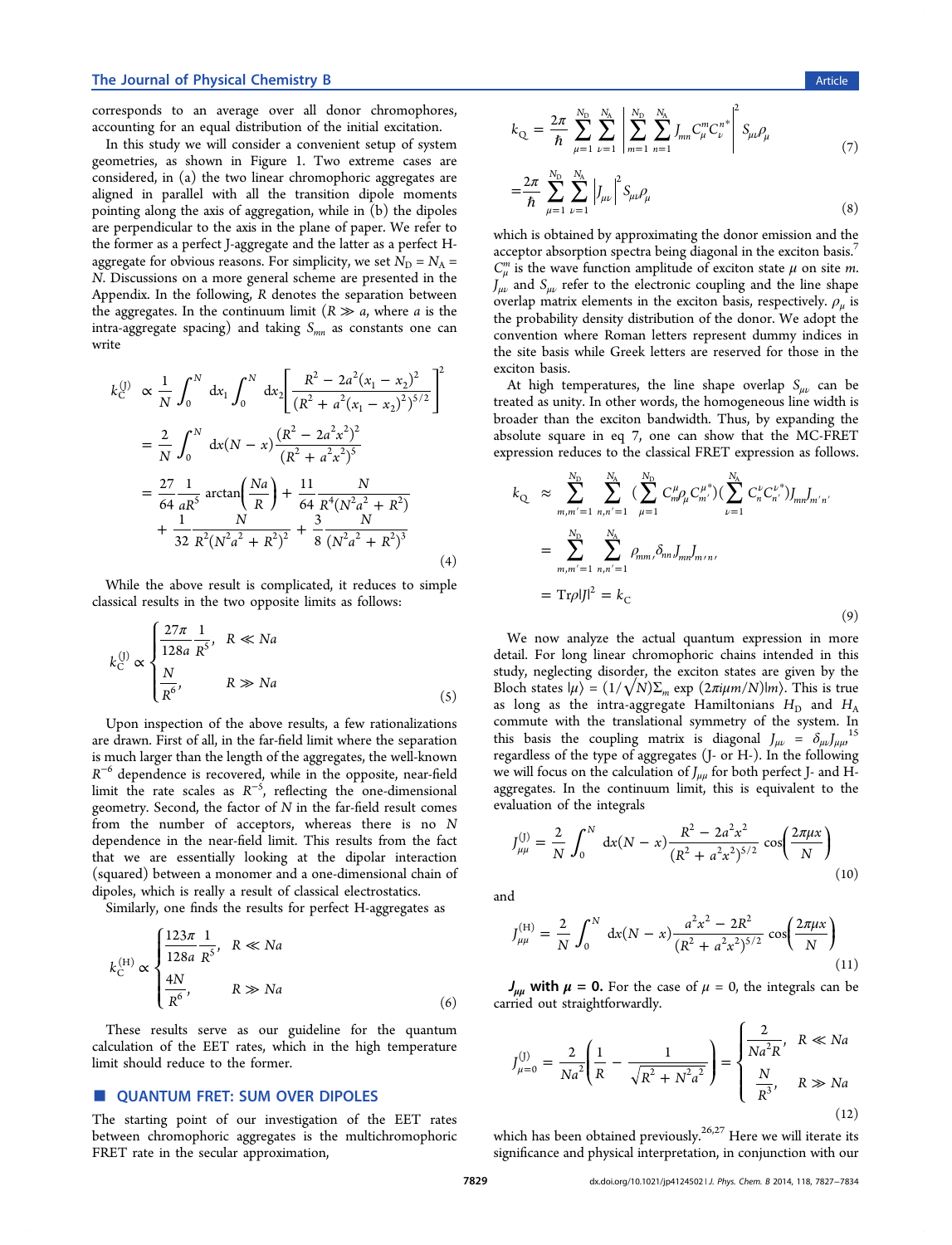corresponds to an average over all donor chromophores, accounting for an equal distribution of the initial excitation.

In this study we will consider a convenient setup of system geometries, as shown in Figure 1. Two extreme cases are considered, in (a) the two linear chromophoric aggregates are aligned in parallel with the transition dipole moments pointing along the axis of aggregation, while in (b) the dipoles are perpendicular to the axis in the plane of paper. We refer to the former as a perfect J-aggregate and the latter as a perfect H-aggregate for obvious reasons. For simplicity, we set $N_D = N_A = N$. Discussions on a more general scheme are presented in the Appendix. In the following, $R$ denotes the separation between the aggregates. In the continuum limit ($R \gg a$, where $a$ is the intra-aggregate spacing) and taking $S_{mn}$ as constants one can write

$$
\begin{aligned}
k_C^{(J)} &\propto \frac{1}{N}\int_0^N dx_1 \int_0^N dx_2 \left[\frac{R^2 - 2a^2(x_1 - x_2)^2}{(R^2 + a^2(x_1 - x_2)^2)^{5/2}}\right]^2 \\
&= \frac{2}{N}\int_0^N dx (N - x)\frac{(R^2 - 2a^2x^2)^2}{(R^2 + a^2x^2)^5} \\
&= \frac{27}{64}\frac{1}{aR^5}\arctan\left(\frac{Na}{R}\right) + \frac{11}{64}\frac{N}{R^4(N^2a^2 + R^2)} \\
&\quad + \frac{1}{32}\frac{N}{R^2(N^2a^2 + R^2)^2} + \frac{3}{8}\frac{N}{(N^2a^2 + R^2)^3}
\end{aligned} \tag{4}
$$

While the above result is complicated, it reduces to simple classical results in the two opposite limits as follows:

$$
k_C^{(J)} \propto \begin{cases} \dfrac{27\pi}{128a}\dfrac{1}{R^5}, & R \ll Na \\ \dfrac{N}{R^6}, & R \gg Na \end{cases} \tag{5}
$$

Upon inspection of the above results, a few rationalizations are drawn. First of all, in the far-field limit where the separation is much larger than the length of the aggregates, the well-known $R^{-6}$ dependence is recovered, while in the opposite, near-field limit the rate scales as $R^{-5}$, reflecting the one-dimensional geometry. Second, the factor of $N$ in the far-field result comes from the number of acceptors, whereas there is no $N$ dependence in the near-field limit. This results from the fact that we are essentially looking at the dipolar interaction (squared) between a monomer and a one-dimensional chain of dipoles, which is really a result of classical electrostatics.

Similarly, one finds the results for perfect H-aggregates as

$$
k_C^{(H)} \propto \begin{cases} \dfrac{123\pi}{128a}\dfrac{1}{R^5}, & R \ll Na \\ \dfrac{4N}{R^6}, & R \gg Na \end{cases} \tag{6}
$$

These results serve as our guideline for the quantum calculation of the EET rates, which in the high temperature limit should reduce to the former.

## QUANTUM FRET: SUM OVER DIPOLES

The starting point of our investigation of the EET rates between chromophoric aggregates is the multichromophoric FRET rate in the secular approximation,

$$
k_Q = \frac{2\pi}{\hbar}\sum_{\mu=1}^{N_D}\sum_{\nu=1}^{N_A}\left|\sum_{m=1}^{N_D}\sum_{n=1}^{N_A} J_{mn}C_\mu^m C_\nu^{n*}\right|^2 S_{\mu\nu}\rho_\mu \tag{7}
$$

$$
= \frac{2\pi}{\hbar}\sum_{\mu=1}^{N_D}\sum_{\nu=1}^{N_A}\left|J_{\mu\nu}\right|^2 S_{\mu\nu}\rho_\mu \tag{8}
$$

which is obtained by approximating the donor emission and the acceptor absorption spectra being diagonal in the exciton basis.[7] $C_\mu^m$ is the wave function amplitude of exciton state $\mu$ on site $m$. $J_{\mu\nu}$ and $S_{\mu\nu}$ refer to the electronic coupling and the line shape overlap matrix elements in the exciton basis, respectively. $\rho_\mu$ is the probability density distribution of the donor. We adopt the convention where Roman letters represent dummy indices in the site basis while Greek letters are reserved for those in the exciton basis.

At high temperatures, the line shape overlap $S_{\mu\nu}$ can be treated as unity. In other words, the homogeneous line width is broader than the exciton bandwidth. Thus, by expanding the absolute square in eq 7, one can show that the MC-FRET expression reduces to the classical FRET expression as follows.

$$
\begin{aligned}
k_Q &\approx \sum_{m,m'=1}^{N_D}\sum_{n,n'=1}^{N_A}\left(\sum_{\mu=1}^{N_D} C_m^\mu \rho_\mu C_{m'}^{\mu*}\right)\left(\sum_{\nu=1}^{N_A} C_n^\nu C_{n'}^{\nu*}\right) J_{mn}J_{m'n'} \\
&= \sum_{m,m'=1}^{N_D}\sum_{n,n'=1}^{N_A}\rho_{mm'}\delta_{nn'}J_{mn}J_{m'n'} \\
&= \mathrm{Tr}\rho|J|^2 = k_C
\end{aligned} \tag{9}
$$

We now analyze the actual quantum expression in more detail. For long linear chromophoric chains intended in this study, neglecting disorder, the exciton states are given by the Bloch states $|\mu\rangle = (1/\sqrt{N})\sum_m \exp(2\pi i\mu m/N)|m\rangle$. This is true as long as the intra-aggregate Hamiltonians $H_D$ and $H_A$ commute with the translational symmetry of the system. In this basis the coupling matrix is diagonal $J_{\mu\nu} = \delta_{\mu\nu}J_{\mu\mu}$[15] regardless of the type of aggregates (J- or H-). In the following we will focus on the calculation of $J_{\mu\mu}$ for both perfect J- and H-aggregates. In the continuum limit, this is equivalent to the evaluation of the integrals

$$
J_{\mu\mu}^{(J)} = \frac{2}{N}\int_0^N dx (N - x)\frac{R^2 - 2a^2x^2}{(R^2 + a^2x^2)^{5/2}}\cos\left(\frac{2\pi\mu x}{N}\right) \tag{10}
$$

and

$$
J_{\mu\mu}^{(H)} = \frac{2}{N}\int_0^N dx (N - x)\frac{a^2x^2 - 2R^2}{(R^2 + a^2x^2)^{5/2}}\cos\left(\frac{2\pi\mu x}{N}\right) \tag{11}
$$

**$J_{\mu\mu}$ with $\mu = 0$.** For the case of $\mu = 0$, the integrals can be carried out straightforwardly.

$$
J_{\mu=0}^{(J)} = \frac{2}{Na^2}\left(\frac{1}{R} - \frac{1}{\sqrt{R^2 + N^2a^2}}\right) = \begin{cases} \dfrac{2}{Na^2R}, & R \ll Na \\ \dfrac{N}{R^3}, & R \gg Na \end{cases} \tag{12}
$$

which has been obtained previously.[26,27] Here we will iterate its significance and physical interpretation, in conjunction with our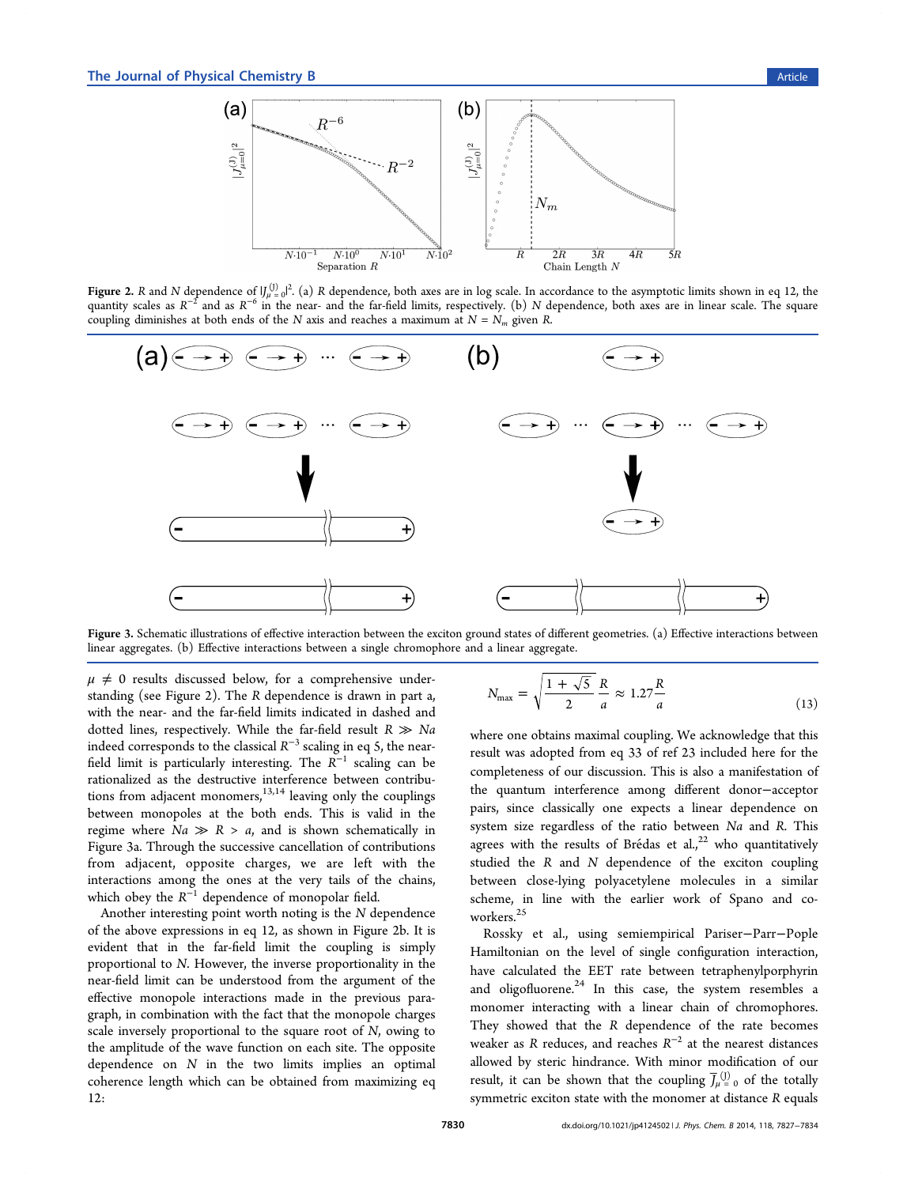Figure 2. $R$ and $N$ dependence of $|J_{\mu=0}^{(J)}|^2$. (a) $R$ dependence, both axes are in log scale. In accordance to the asymptotic limits shown in eq 12, the quantity scales as $R^{-2}$ and as $R^{-6}$ in the near- and the far-field limits, respectively. (b) $N$ dependence, both axes are in linear scale. The square coupling diminishes at both ends of the $N$ axis and reaches a maximum at $N = N_m$ given $R$.

Figure 3. Schematic illustrations of effective interaction between the exciton ground states of different geometries. (a) Effective interactions between linear aggregates. (b) Effective interactions between a single chromophore and a linear aggregate.

$\mu \neq 0$ results discussed below, for a comprehensive understanding (see Figure 2). The $R$ dependence is drawn in part a, with the near- and the far-field limits indicated in dashed and dotted lines, respectively. While the far-field result $R \gg Na$ indeed corresponds to the classical $R^{-3}$ scaling in eq 5, the near-field limit is particularly interesting. The $R^{-1}$ scaling can be rationalized as the destructive interference between contributions from adjacent monomers,[13,14] leaving only the couplings between monopoles at the both ends. This is valid in the regime where $Na \gg R > a$, and is shown schematically in Figure 3a. Through the successive cancellation of contributions from adjacent, opposite charges, we are left with the interactions among the ones at the very tails of the chains, which obey the $R^{-1}$ dependence of monopolar field.

Another interesting point worth noting is the $N$ dependence of the above expressions in eq 12, as shown in Figure 2b. It is evident that in the far-field limit the coupling is simply proportional to $N$. However, the inverse proportionality in the near-field limit can be understood from the argument of the effective monopole interactions made in the previous paragraph, in combination with the fact that the monopole charges scale inversely proportional to the square root of $N$, owing to the amplitude of the wave function on each site. The opposite dependence on $N$ in the two limits implies an optimal coherence length which can be obtained from maximizing eq 12:

$$N_{\max} = \sqrt{\frac{1+\sqrt{5}}{2}}\,\frac{R}{a} \approx 1.27\frac{R}{a} \tag{13}$$

where one obtains maximal coupling. We acknowledge that this result was adopted from eq 33 of ref 23 included here for the completeness of our discussion. This is also a manifestation of the quantum interference among different donor−acceptor pairs, since classically one expects a linear dependence on system size regardless of the ratio between $Na$ and $R$. This agrees with the results of Brédas et al.,[22] who quantitatively studied the $R$ and $N$ dependence of the exciton coupling between close-lying polyacetylene molecules in a similar scheme, in line with the earlier work of Spano and coworkers.[25]

Rossky et al., using semiempirical Pariser−Parr−Pople Hamiltonian on the level of single configuration interaction, have calculated the EET rate between tetraphenylporphyrin and oligofluorene.[24] In this case, the system resembles a monomer interacting with a linear chain of chromophores. They showed that the $R$ dependence of the rate becomes weaker as $R$ reduces, and reaches $R^{-2}$ at the nearest distances allowed by steric hindrance. With minor modification of our result, it can be shown that the coupling $\bar{J}_{\mu=0}^{(J)}$ of the totally symmetric exciton state with the monomer at distance $R$ equals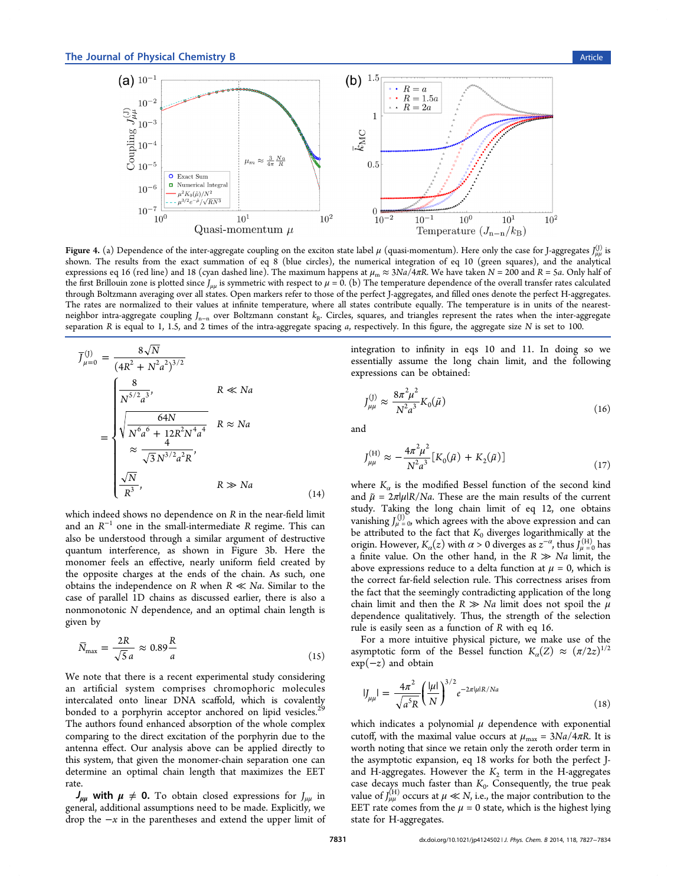**Figure 4.** (a) Dependence of the inter-aggregate coupling on the exciton state label $\mu$ (quasi-momentum). Here only the case for J-aggregates $J_{\mu\mu}^{(J)}$ is shown. The results from the exact summation of eq 8 (blue circles), the numerical integration of eq 10 (green squares), and the analytical expressions eq 16 (red line) and 18 (cyan dashed line). The maximum happens at $\mu_m \approx 3Na/4\pi R$. We have taken $N = 200$ and $R = 5a$. Only half of the first Brillouin zone is plotted since $J_{\mu\mu}$ is symmetric with respect to $\mu = 0$. (b) The temperature dependence of the overall transfer rates calculated through Boltzmann averaging over all states. Open markers refer to those of the perfect J-aggregates, and filled ones denote the perfect H-aggregates. The rates are normalized to their values at infinite temperature, where all states contribute equally. The temperature is in units of the nearest-neighbor intra-aggregate coupling $J_{n-n}$ over Boltzmann constant $k_B$. Circles, squares, and triangles represent the rates when the inter-aggregate separation $R$ is equal to 1, 1.5, and 2 times of the intra-aggregate spacing $a$, respectively. In this figure, the aggregate size $N$ is set to 100.

$$\bar{J}_{\mu=0}^{(J)} = \frac{8\sqrt{N}}{(4R^2 + N^2a^2)^{3/2}} = \begin{cases} \dfrac{8}{N^{5/2}a^3}, & R \ll Na \\ \sqrt{\dfrac{64N}{N^6a^6 + 12R^2N^4a^4}} \approx \dfrac{4}{\sqrt{3}N^{3/2}a^2R}, & R \approx Na \\ \dfrac{\sqrt{N}}{R^3}, & R \gg Na \end{cases} \tag{14}$$

which indeed shows no dependence on $R$ in the near-field limit and an $R^{-1}$ one in the small-intermediate $R$ regime. This can also be understood through a similar argument of destructive quantum interference, as shown in Figure 3b. Here the monomer feels an effective, nearly uniform field created by the opposite charges at the ends of the chain. As such, one obtains the independence on $R$ when $R \ll Na$. Similar to the case of parallel 1D chains as discussed earlier, there is also a nonmonotonic $N$ dependence, and an optimal chain length is given by

$$\bar{N}_{\max} = \frac{2R}{\sqrt{5}a} \approx 0.89\frac{R}{a} \tag{15}$$

We note that there is a recent experimental study considering an artificial system comprises chromophoric molecules intercalated onto linear DNA scaffold, which is covalently bonded to a porphyrin acceptor anchored on lipid vesicles.[29] The authors found enhanced absorption of the whole complex comparing to the direct excitation of the porphyrin due to the antenna effect. Our analysis above can be applied directly to this system, that given the monomer-chain separation one can determine an optimal chain length that maximizes the EET rate.

**$J_{\mu\mu}$ with $\mu \neq 0$.** To obtain closed expressions for $J_{\mu\mu}$ in general, additional assumptions need to be made. Explicitly, we drop the $-x$ in the parentheses and extend the upper limit of integration to infinity in eqs 10 and 11. In doing so we essentially assume the long chain limit, and the following expressions can be obtained:

$$J_{\mu\mu}^{(J)} \approx \frac{8\pi^2\mu^2}{N^2a^3}K_0(\tilde{\mu}) \tag{16}$$

and

$$J_{\mu\mu}^{(H)} \approx -\frac{4\pi^2\mu^2}{N^2a^3}[K_0(\tilde{\mu}) + K_2(\tilde{\mu})] \tag{17}$$

where $K_\alpha$ is the modified Bessel function of the second kind and $\tilde{\mu} = 2\pi|\mu|R/Na$. These are the main results of the current study. Taking the long chain limit of eq 12, one obtains vanishing $J_{\mu=0}^{(J)}$, which agrees with the above expression and can be attributed to the fact that $K_0$ diverges logarithmically at the origin. However, $K_\alpha(z)$ with $\alpha > 0$ diverges as $z^{-\alpha}$, thus $J_{\mu=0}^{(H)}$ has a finite value. On the other hand, in the $R \gg Na$ limit, the above expressions reduce to a delta function at $\mu = 0$, which is the correct far-field selection rule. This correctness arises from the fact that the seemingly contradicting application of the long chain limit and then the $R \gg Na$ limit does not spoil the $\mu$ dependence qualitatively. Thus, the strength of the selection rule is easily seen as a function of $R$ with eq 16.

For a more intuitive physical picture, we make use of the asymptotic form of the Bessel function $K_\alpha(Z) \approx (\pi/2z)^{1/2}\exp(-z)$ and obtain

$$|J_{\mu\mu}| = \frac{4\pi^2}{\sqrt{a^5R}}\left(\frac{|\mu|}{N}\right)^{3/2} e^{-2\pi|\mu|R/Na} \tag{18}$$

which indicates a polynomial $\mu$ dependence with exponential cutoff, with the maximal value occurs at $\mu_{\max} = 3Na/4\pi R$. It is worth noting that since we retain only the zeroth order term in the asymptotic expansion, eq 18 works for both the perfect J- and H-aggregates. However the $K_2$ term in the H-aggregates case decays much faster than $K_0$. Consequently, the true peak value of $J_{\mu\mu}^{(H)}$ occurs at $\mu \ll N$, i.e., the major contribution to the EET rate comes from the $\mu = 0$ state, which is the highest lying state for H-aggregates.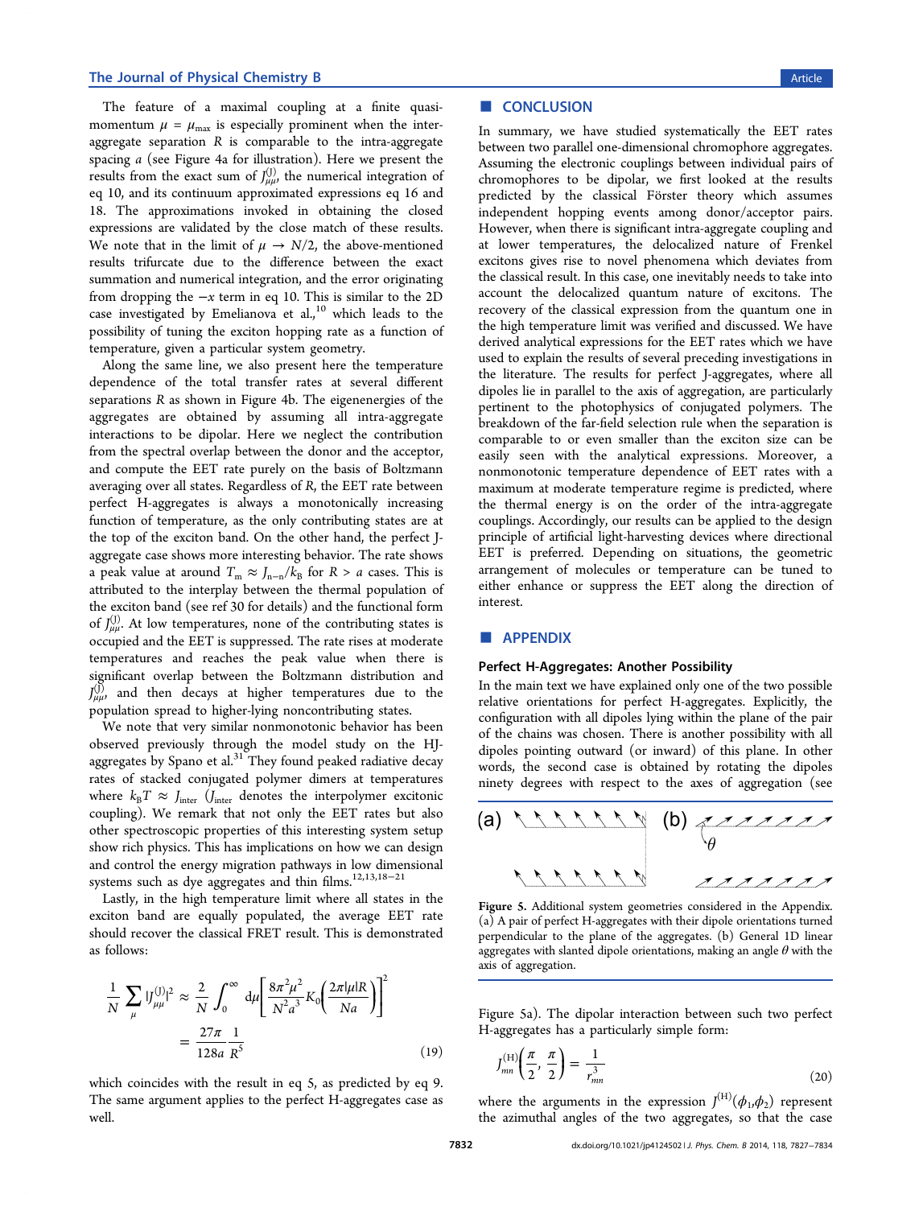The feature of a maximal coupling at a finite quasi-momentum $\mu = \mu_{max}$ is especially prominent when the inter-aggregate separation $R$ is comparable to the intra-aggregate spacing $a$ (see Figure 4a for illustration). Here we present the results from the exact sum of $J^{(J)}_{\mu\mu}$, the numerical integration of eq 10, and its continuum approximated expressions eq 16 and 18. The approximations invoked in obtaining the closed expressions are validated by the close match of these results. We note that in the limit of $\mu \to N/2$, the above-mentioned results trifurcate due to the difference between the exact summation and numerical integration, and the error originating from dropping the $-x$ term in eq 10. This is similar to the 2D case investigated by Emelianova et al.,[10] which leads to the possibility of tuning the exciton hopping rate as a function of temperature, given a particular system geometry.

Along the same line, we also present here the temperature dependence of the total transfer rates at several different separations $R$ as shown in Figure 4b. The eigenenergies of the aggregates are obtained by assuming all intra-aggregate interactions to be dipolar. Here we neglect the contribution from the spectral overlap between the donor and the acceptor, and compute the EET rate purely on the basis of Boltzmann averaging over all states. Regardless of $R$, the EET rate between perfect H-aggregates is always a monotonically increasing function of temperature, as the only contributing states are at the top of the exciton band. On the other hand, the perfect J-aggregate case shows more interesting behavior. The rate shows a peak value at around $T_m \approx J_{n-n}/k_B$ for $R > a$ cases. This is attributed to the interplay between the thermal population of the exciton band (see ref 30 for details) and the functional form of $J^{(J)}_{\mu\mu}$. At low temperatures, none of the contributing states is occupied and the EET is suppressed. The rate rises at moderate temperatures and reaches the peak value when there is significant overlap between the Boltzmann distribution and $J^{(J)}_{\mu\mu}$, and then decays at higher temperatures due to the population spread to higher-lying noncontributing states.

We note that very similar nonmonotonic behavior has been observed previously through the model study on the HJ-aggregates by Spano et al.[31] They found peaked radiative decay rates of stacked conjugated polymer dimers at temperatures where $k_BT \approx J_{inter}$ ($J_{inter}$ denotes the interpolymer excitonic coupling). We remark that not only the EET rates but also other spectroscopic properties of this interesting system setup show rich physics. This has implications on how we can design and control the energy migration pathways in low dimensional systems such as dye aggregates and thin films.[12,13,18-21]

Lastly, in the high temperature limit where all states in the exciton band are equally populated, the average EET rate should recover the classical FRET result. This is demonstrated as follows:

$$\frac{1}{N}\sum_{\mu}|J^{(J)}_{\mu\mu}|^2 \approx \frac{2}{N}\int_0^{\infty} d\mu \left[\frac{8\pi^2\mu^2}{N^2a^3}K_0\!\left(\frac{2\pi|\mu|R}{Na}\right)\right]^2 = \frac{27\pi}{128a}\frac{1}{R^5} \tag{19}$$

which coincides with the result in eq 5, as predicted by eq 9. The same argument applies to the perfect H-aggregates case as well.

## CONCLUSION

In summary, we have studied systematically the EET rates between two parallel one-dimensional chromophore aggregates. Assuming the electronic couplings between individual pairs of chromophores to be dipolar, we first looked at the results predicted by the classical Förster theory which assumes independent hopping events among donor/acceptor pairs. However, when there is significant intra-aggregate coupling and at lower temperatures, the delocalized nature of Frenkel excitons gives rise to novel phenomena which deviates from the classical result. In this case, one inevitably needs to take into account the delocalized quantum nature of excitons. The recovery of the classical expression from the quantum one in the high temperature limit was verified and discussed. We have derived analytical expressions for the EET rates which we have used to explain the results of several preceding investigations in the literature. The results for perfect J-aggregates, where all dipoles lie in parallel to the axis of aggregation, are particularly pertinent to the photophysics of conjugated polymers. The breakdown of the far-field selection rule when the separation is comparable to or even smaller than the exciton size can be easily seen with the analytical expressions. Moreover, a nonmonotonic temperature dependence of EET rates with a maximum at moderate temperature regime is predicted, where the thermal energy is on the order of the intra-aggregate couplings. Accordingly, our results can be applied to the design principle of artificial light-harvesting devices where directional EET is preferred. Depending on situations, the geometric arrangement of molecules or temperature can be tuned to either enhance or suppress the EET along the direction of interest.

## APPENDIX

### Perfect H-Aggregates: Another Possibility

In the main text we have explained only one of the two possible relative orientations for perfect H-aggregates. Explicitly, the configuration with all dipoles lying within the plane of the pair of the chains was chosen. There is another possibility with all dipoles pointing outward (or inward) of this plane. In other words, the second case is obtained by rotating the dipoles ninety degrees with respect to the axes of aggregation (see Figure 5a). The dipolar interaction between such two perfect H-aggregates has a particularly simple form:

(a) (b) $\theta$

Figure 5. Additional system geometries considered in the Appendix. (a) A pair of perfect H-aggregates with their dipole orientations turned perpendicular to the plane of the aggregates. (b) General 1D linear aggregates with slanted dipole orientations, making an angle $\theta$ with the axis of aggregation.

$$J^{(H)}_{mn}\left(\frac{\pi}{2}, \frac{\pi}{2}\right) = \frac{1}{r^3_{mn}} \tag{20}$$

where the arguments in the expression $J^{(H)}(\phi_1,\phi_2)$ represent the azimuthal angles of the two aggregates, so that the case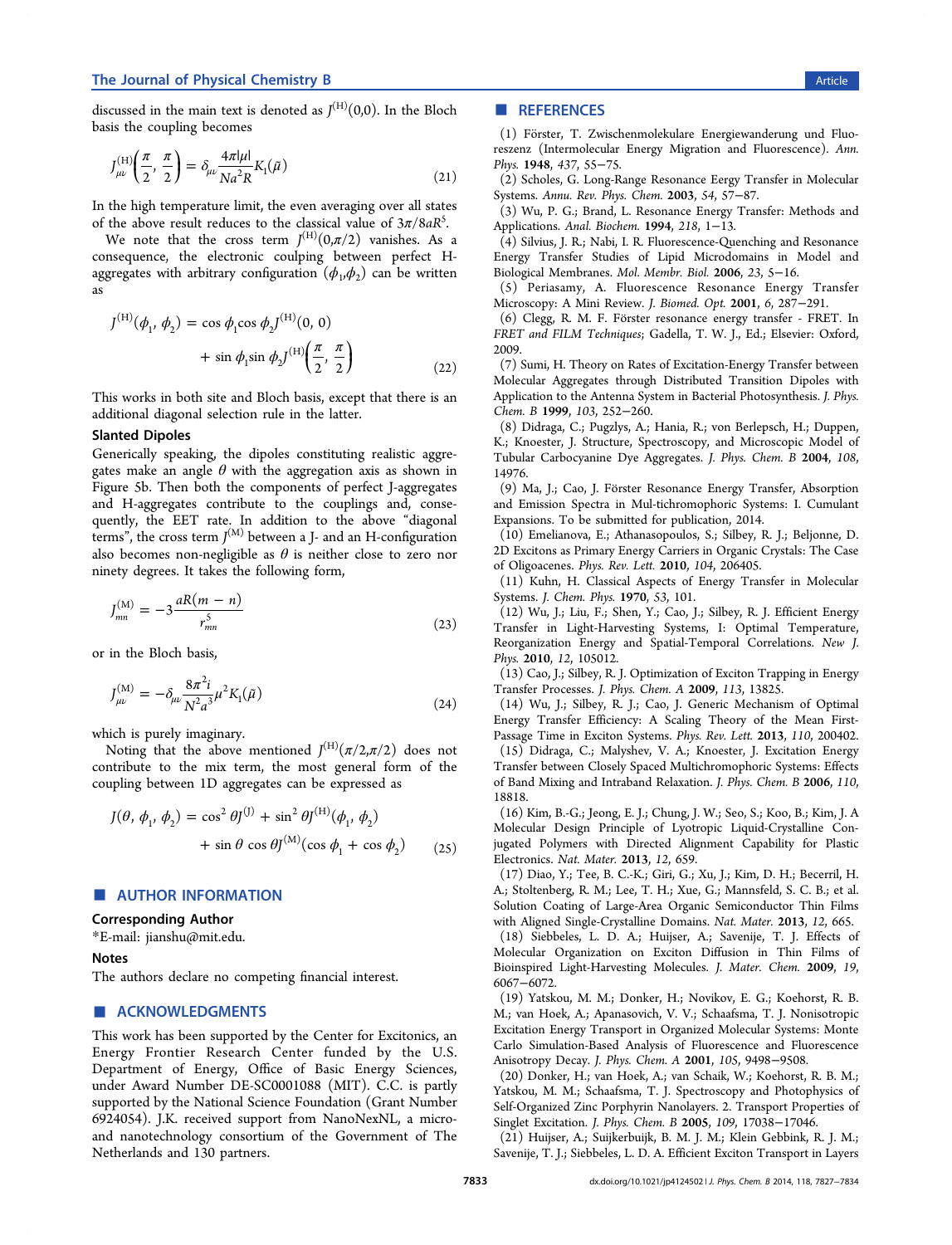discussed in the main text is denoted as $J^{(H)}(0,0)$. In the Bloch basis the coupling becomes

$$J_{\mu\nu}^{(H)}\left(\frac{\pi}{2}, \frac{\pi}{2}\right) = \delta_{\mu\nu}\frac{4\pi|\mu|}{Na^2R}K_1(\tilde{\mu}) \tag{21}$$

In the high temperature limit, the even averaging over all states of the above result reduces to the classical value of $3\pi/8aR^5$.

We note that the cross term $J^{(H)}(0,\pi/2)$ vanishes. As a consequence, the electronic coulping between perfect H-aggregates with arbitrary configuration $(\phi_1,\phi_2)$ can be written as

$$J^{(H)}(\phi_1, \phi_2) = \cos\phi_1\cos\phi_2 J^{(H)}(0, 0) + \sin\phi_1\sin\phi_2 J^{(H)}\left(\frac{\pi}{2}, \frac{\pi}{2}\right) \tag{22}$$

This works in both site and Bloch basis, except that there is an additional diagonal selection rule in the latter.

### Slanted Dipoles

Generically speaking, the dipoles constituting realistic aggregates make an angle $\theta$ with the aggregation axis as shown in Figure 5b. Then both the components of perfect J-aggregates and H-aggregates contribute to the couplings and, consequently, the EET rate. In addition to the above "diagonal terms", the cross term $J^{(M)}$ between a J- and an H-configuration also becomes non-negligible as $\theta$ is neither close to zero nor ninety degrees. It takes the following form,

$$J_{mn}^{(M)} = -3\frac{aR(m-n)}{r_{mn}^5} \tag{23}$$

or in the Bloch basis,

$$J_{\mu\nu}^{(M)} = -\delta_{\mu\nu}\frac{8\pi^2 i}{N^2 a^3}\mu^2 K_1(\tilde{\mu}) \tag{24}$$

which is purely imaginary.

Noting that the above mentioned $J^{(H)}(\pi/2,\pi/2)$ does not contribute to the mix term, the most general form of the coupling between 1D aggregates can be expressed as

$$J(\theta, \phi_1, \phi_2) = \cos^2\theta J^{(J)} + \sin^2\theta J^{(H)}(\phi_1, \phi_2) + \sin\theta\cos\theta J^{(M)}(\cos\phi_1 + \cos\phi_2) \tag{25}$$

## AUTHOR INFORMATION

### Corresponding Author

*E-mail: jianshu@mit.edu.

### Notes

The authors declare no competing financial interest.

## ACKNOWLEDGMENTS

This work has been supported by the Center for Excitonics, an Energy Frontier Research Center funded by the U.S. Department of Energy, Office of Basic Energy Sciences, under Award Number DE-SC0001088 (MIT). C.C. is partly supported by the National Science Foundation (Grant Number 6924054). J.K. received support from NanoNextNL, a micro- and nanotechnology consortium of the Government of The Netherlands and 130 partners.

## REFERENCES

(1) Förster, T. Zwischenmolekulare Energiewanderung und Fluoreszenz (Intermolecular Energy Migration and Fluorescence). *Ann. Phys.* **1948**, *437*, 55−75.

(2) Scholes, G. Long-Range Resonance Eergy Transfer in Molecular Systems. *Annu. Rev. Phys. Chem.* **2003**, *54*, 57−87.

(3) Wu, P. G.; Brand, L. Resonance Energy Transfer: Methods and Applications. *Anal. Biochem.* **1994**, *218*, 1−13.

(4) Silvius, J. R.; Nabi, I. R. Fluorescence-Quenching and Resonance Energy Transfer Studies of Lipid Microdomains in Model and Biological Membranes. *Mol. Membr. Biol.* **2006**, *23*, 5−16.

(5) Periasamy, A. Fluorescence Resonance Energy Transfer Microscopy: A Mini Review. *J. Biomed. Opt.* **2001**, *6*, 287−291.

(6) Clegg, R. M. F. Förster resonance energy transfer - FRET. In *FRET and FLIM Techniques*; Gadella, T. W. J., Ed.; Elsevier: Oxford, 2009.

(7) Sumi, H. Theory on Rates of Excitation-Energy Transfer between Molecular Aggregates through Distributed Transition Dipoles with Application to the Antenna System in Bacterial Photosynthesis. *J. Phys. Chem. B* **1999**, *103*, 252−260.

(8) Didraga, C.; Pugzlys, A.; Hania, R.; von Berlepsch, H.; Duppen, K.; Knoester, J. Structure, Spectroscopy, and Microscopic Model of Tubular Carbocyanine Dye Aggregates. *J. Phys. Chem. B* **2004**, *108*, 14976.

(9) Ma, J.; Cao, J. Förster Resonance Energy Transfer, Absorption and Emission Spectra in Mul-tichromophoric Systems: I. Cumulant Expansions. To be submitted for publication, 2014.

(10) Emelianova, E.; Athanasopoulos, S.; Silbey, R. J.; Beljonne, D. 2D Excitons as Primary Energy Carriers in Organic Crystals: The Case of Oligoacenes. *Phys. Rev. Lett.* **2010**, *104*, 206405.

(11) Kuhn, H. Classical Aspects of Energy Transfer in Molecular Systems. *J. Chem. Phys.* **1970**, *53*, 101.

(12) Wu, J.; Liu, F.; Shen, Y.; Cao, J.; Silbey, R. J. Efficient Energy Transfer in Light-Harvesting Systems, I: Optimal Temperature, Reorganization Energy and Spatial-Temporal Correlations. *New J. Phys.* **2010**, *12*, 105012.

(13) Cao, J.; Silbey, R. J. Optimization of Exciton Trapping in Energy Transfer Processes. *J. Phys. Chem. A* **2009**, *113*, 13825.

(14) Wu, J.; Silbey, R. J.; Cao, J. Generic Mechanism of Optimal Energy Transfer Efficiency: A Scaling Theory of the Mean First-Passage Time in Exciton Systems. *Phys. Rev. Lett.* **2013**, *110*, 200402.

(15) Didraga, C.; Malyshev, V. A.; Knoester, J. Excitation Energy Transfer between Closely Spaced Multichromophoric Systems: Effects of Band Mixing and Intraband Relaxation. *J. Phys. Chem. B* **2006**, *110*, 18818.

(16) Kim, B.-G.; Jeong, E. J.; Chung, J. W.; Seo, S.; Koo, B.; Kim, J. A Molecular Design Principle of Lyotropic Liquid-Crystalline Conjugated Polymers with Directed Alignment Capability for Plastic Electronics. *Nat. Mater.* **2013**, *12*, 659.

(17) Diao, Y.; Tee, B. C.-K.; Giri, G.; Xu, J.; Kim, D. H.; Becerril, H. A.; Stoltenberg, R. M.; Lee, T. H.; Xue, G.; Mannsfeld, S. C. B.; et al. Solution Coating of Large-Area Organic Semiconductor Thin Films with Aligned Single-Crystalline Domains. *Nat. Mater.* **2013**, *12*, 665.

(18) Siebbeles, L. D. A.; Huijser, A.; Savenije, T. J. Effects of Molecular Organization on Exciton Diffusion in Thin Films of Bioinspired Light-Harvesting Molecules. *J. Mater. Chem.* **2009**, *19*, 6067−6072.

(19) Yatskou, M. M.; Donker, H.; Novikov, E. G.; Koehorst, R. B. M.; van Hoek, A.; Apanasovich, V. V.; Schaafsma, T. J. Nonisotropic Excitation Energy Transport in Organized Molecular Systems: Monte Carlo Simulation-Based Analysis of Fluorescence and Fluorescence Anisotropy Decay. *J. Phys. Chem. A* **2001**, *105*, 9498−9508.

(20) Donker, H.; van Hoek, A.; van Schaik, W.; Koehorst, R. B. M.; Yatskou, M. M.; Schaafsma, T. J. Spectroscopy and Photophysics of Self-Organized Zinc Porphyrin Nanolayers. 2. Transport Properties of Singlet Excitation. *J. Phys. Chem. B* **2005**, *109*, 17038−17046.

(21) Huijser, A.; Suijkerbuijk, B. M. J. M.; Klein Gebbink, R. J. M.; Savenije, T. J.; Siebbeles, L. D. A. Efficient Exciton Transport in Layers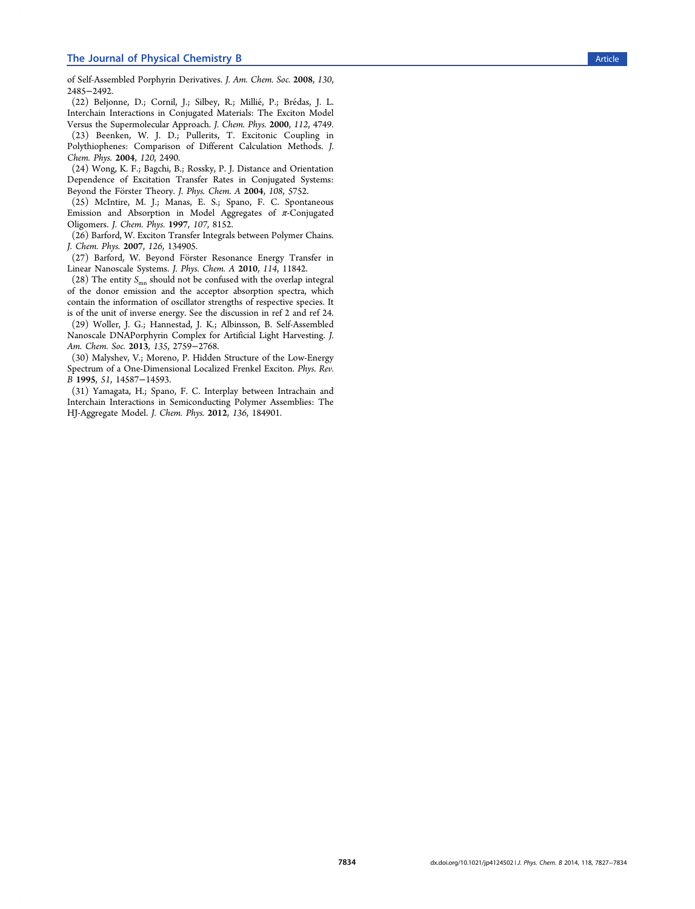of Self-Assembled Porphyrin Derivatives. *J. Am. Chem. Soc.* **2008**, *130*, 2485−2492.

(22) Beljonne, D.; Cornil, J.; Silbey, R.; Millié, P.; Brédas, J. L. Interchain Interactions in Conjugated Materials: The Exciton Model Versus the Supermolecular Approach. *J. Chem. Phys.* **2000**, *112*, 4749.

(23) Beenken, W. J. D.; Pullerits, T. Excitonic Coupling in Polythiophenes: Comparison of Different Calculation Methods. *J. Chem. Phys.* **2004**, *120*, 2490.

(24) Wong, K. F.; Bagchi, B.; Rossky, P. J. Distance and Orientation Dependence of Excitation Transfer Rates in Conjugated Systems: Beyond the Förster Theory. *J. Phys. Chem. A* **2004**, *108*, 5752.

(25) McIntire, M. J.; Manas, E. S.; Spano, F. C. Spontaneous Emission and Absorption in Model Aggregates of π-Conjugated Oligomers. *J. Chem. Phys.* **1997**, *107*, 8152.

(26) Barford, W. Exciton Transfer Integrals between Polymer Chains. *J. Chem. Phys.* **2007**, *126*, 134905.

(27) Barford, W. Beyond Förster Resonance Energy Transfer in Linear Nanoscale Systems. *J. Phys. Chem. A* **2010**, *114*, 11842.

(28) The entity $S_{mn}$ should not be confused with the overlap integral of the donor emission and the acceptor absorption spectra, which contain the information of oscillator strengths of respective species. It is of the unit of inverse energy. See the discussion in ref 2 and ref 24.

(29) Woller, J. G.; Hannestad, J. K.; Albinsson, B. Self-Assembled Nanoscale DNAPorphyrin Complex for Artificial Light Harvesting. *J. Am. Chem. Soc.* **2013**, *135*, 2759−2768.

(30) Malyshev, V.; Moreno, P. Hidden Structure of the Low-Energy Spectrum of a One-Dimensional Localized Frenkel Exciton. *Phys. Rev. B* **1995**, *51*, 14587−14593.

(31) Yamagata, H.; Spano, F. C. Interplay between Intrachain and Interchain Interactions in Semiconducting Polymer Assemblies: The HJ-Aggregate Model. *J. Chem. Phys.* **2012**, *136*, 184901.